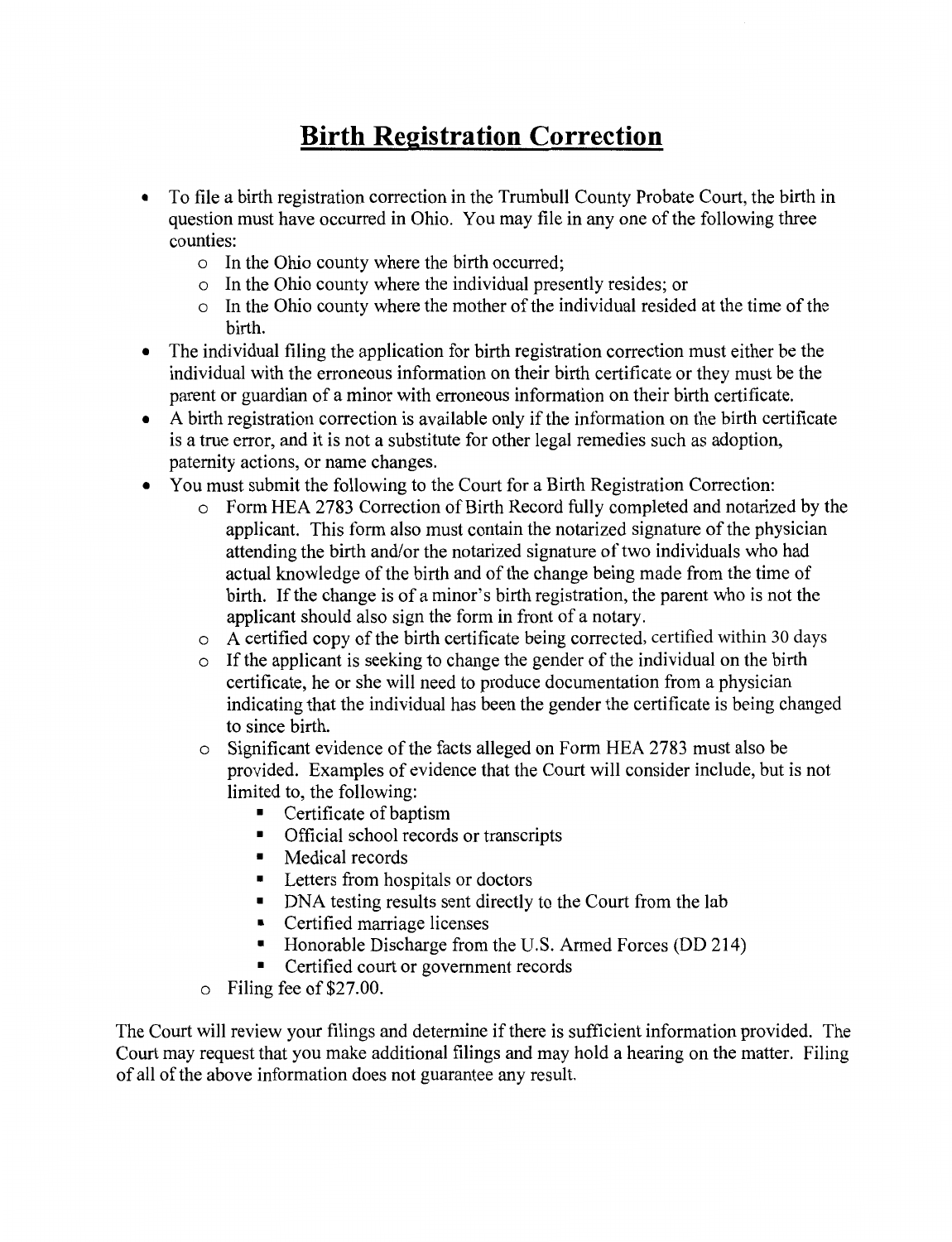# Birth Registration Correction

- To file a birth registration correction in the Trumbull County Probate Court, the birth in question must have occurred in Ohio. You may file in any one of the following three counties:
  - In the Ohio county where the birth occurred;
  - In the Ohio county where the individual presently resides; or
  - In the Ohio county where the mother of the individual resided at the time of the birth.
- The individual filing the application for birth registration correction must either be the individual with the erroneous information on their birth certificate or they must be the parent or guardian of a minor with erroneous information on their birth certificate.
- A birth registration correction is available only if the information on the birth certificate is a true error, and it is not a substitute for other legal remedies such as adoption, paternity actions, or name changes.
- You must submit the following to the Court for a Birth Registration Correction:
  - Form HEA 2783 Correction of Birth Record fully completed and notarized by the applicant. This form also must contain the notarized signature of the physician attending the birth and/or the notarized signature of two individuals who had actual knowledge of the birth and of the change being made from the time of birth. If the change is of a minor's birth registration, the parent who is not the applicant should also sign the form in front of a notary.
  - A certified copy of the birth certificate being corrected, certified within 30 days
  - If the applicant is seeking to change the gender of the individual on the birth certificate, he or she will need to produce documentation from a physician indicating that the individual has been the gender the certificate is being changed to since birth.
  - Significant evidence of the facts alleged on Form HEA 2783 must also be provided. Examples of evidence that the Court will consider include, but is not limited to, the following:
    - Certificate of baptism
    - Official school records or transcripts
    - Medical records
    - Letters from hospitals or doctors
    - DNA testing results sent directly to the Court from the lab
    - Certified marriage licenses
    - Honorable Discharge from the U.S. Armed Forces (DD 214)
    - Certified court or government records
  - Filing fee of $27.00.

The Court will review your filings and determine if there is sufficient information provided. The Court may request that you make additional filings and may hold a hearing on the matter. Filing of all of the above information does not guarantee any result.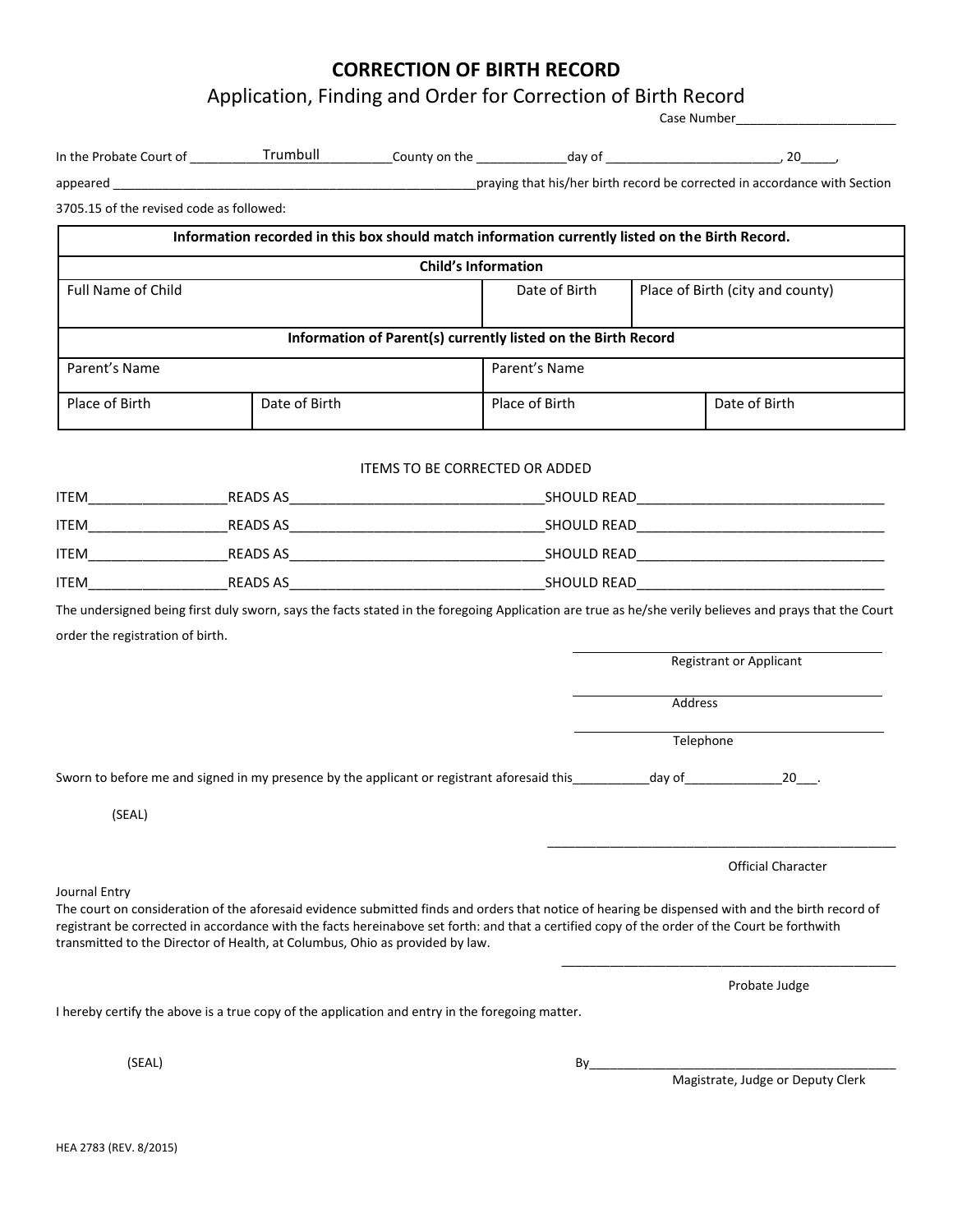# CORRECTION OF BIRTH RECORD

## Application, Finding and Order for Correction of Birth Record

Case Number_______________________

In the Probate Court of __________Trumbull__________County on the ____________day of ________________________, 20_____,

appeared ____________________________________________________praying that his/her birth record be corrected in accordance with Section 3705.15 of the revised code as followed:

| **Information recorded in this box should match information currently listed on the Birth Record.** | | | |
|---|---|---|---|
| **Child's Information** | | | |
| Full Name of Child | | Date of Birth | Place of Birth (city and county) |
| **Information of Parent(s) currently listed on the Birth Record** | | | |
| Parent's Name | | Parent's Name | |
| Place of Birth | Date of Birth | Place of Birth | Date of Birth |

ITEMS TO BE CORRECTED OR ADDED

ITEM__________________READS AS________________________________SHOULD READ________________________________

ITEM__________________READS AS________________________________SHOULD READ________________________________

ITEM__________________READS AS________________________________SHOULD READ________________________________

ITEM__________________READS AS________________________________SHOULD READ________________________________

The undersigned being first duly sworn, says the facts stated in the foregoing Application are true as he/she verily believes and prays that the Court order the registration of birth.

______________________________________
Registrant or Applicant

______________________________________
Address

______________________________________
Telephone

Sworn to before me and signed in my presence by the applicant or registrant aforesaid this___________day of______________20___.

(SEAL)

______________________________________
Official Character

Journal Entry
The court on consideration of the aforesaid evidence submitted finds and orders that notice of hearing be dispensed with and the birth record of registrant be corrected in accordance with the facts hereinabove set forth: and that a certified copy of the order of the Court be forthwith transmitted to the Director of Health, at Columbus, Ohio as provided by law.

______________________________________
Probate Judge

I hereby certify the above is a true copy of the application and entry in the foregoing matter.

(SEAL)

By______________________________________
Magistrate, Judge or Deputy Clerk

HEA 2783 (REV. 8/2015)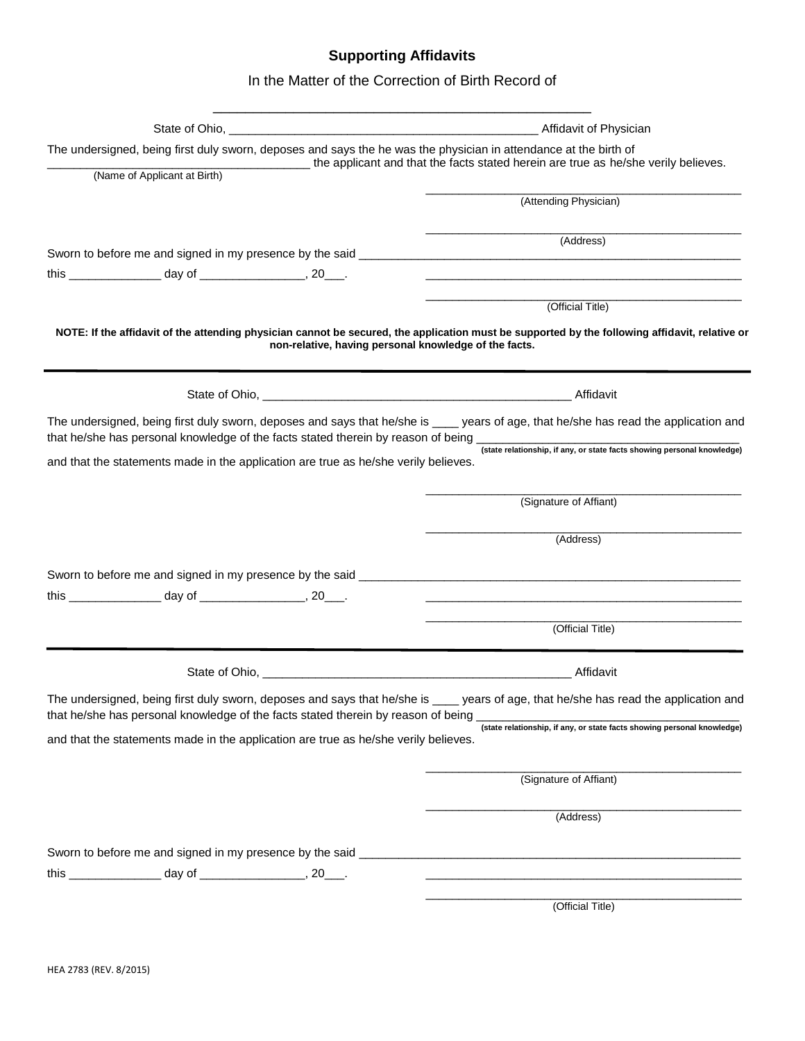## Supporting Affidavits

In the Matter of the Correction of Birth Record of

_______________________________________________

State of Ohio, ____________________________________________ Affidavit of Physician

The undersigned, being first duly sworn, deposes and says the he was the physician in attendance at the birth of _______________________________________ the applicant and that the facts stated herein are true as he/she verily believes.
(Name of Applicant at Birth)

_______________________________________________
(Attending Physician)

_______________________________________________
(Address)

Sworn to before me and signed in my presence by the said ___________________________________________________________

this ______________ day of ________________, 20___.

_______________________________________________

_______________________________________________
(Official Title)

**NOTE: If the affidavit of the attending physician cannot be secured, the application must be supported by the following affidavit, relative or non-relative, having personal knowledge of the facts.**

---

State of Ohio, ____________________________________________ Affidavit

The undersigned, being first duly sworn, deposes and says that he/she is ____ years of age, that he/she has read the application and that he/she has personal knowledge of the facts stated therein by reason of being _________________________________________
**(state relationship, if any, or state facts showing personal knowledge)**
and that the statements made in the application are true as he/she verily believes.

_______________________________________________
(Signature of Affiant)

_______________________________________________
(Address)

Sworn to before me and signed in my presence by the said ___________________________________________________________

this ______________ day of ________________, 20___.

_______________________________________________

_______________________________________________
(Official Title)

---

State of Ohio, ____________________________________________ Affidavit

The undersigned, being first duly sworn, deposes and says that he/she is ____ years of age, that he/she has read the application and that he/she has personal knowledge of the facts stated therein by reason of being _________________________________________
**(state relationship, if any, or state facts showing personal knowledge)**
and that the statements made in the application are true as he/she verily believes.

_______________________________________________
(Signature of Affiant)

_______________________________________________
(Address)

Sworn to before me and signed in my presence by the said ___________________________________________________________

this ______________ day of ________________, 20___.

_______________________________________________

_______________________________________________
(Official Title)

HEA 2783 (REV. 8/2015)